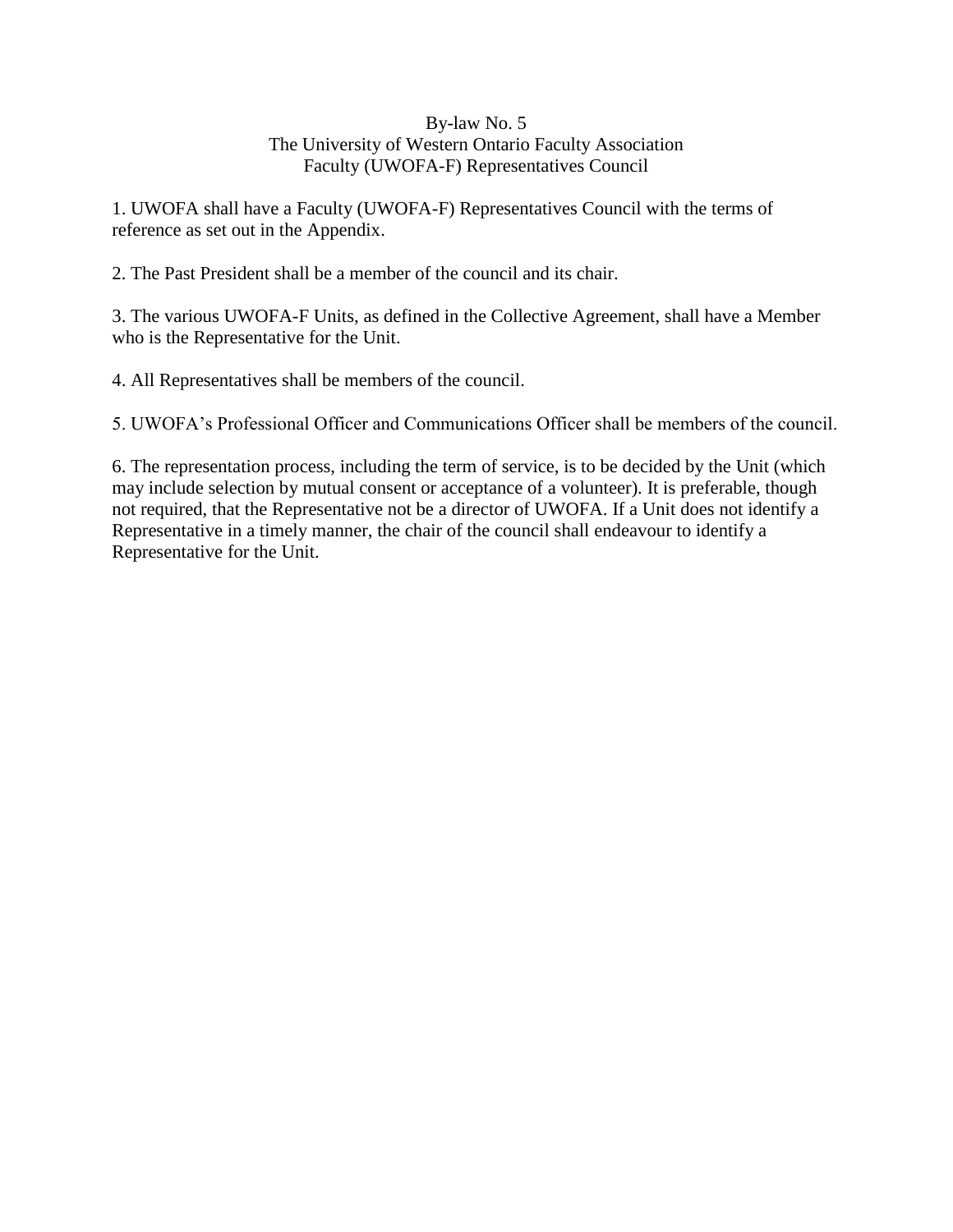# By-law No. 5
## The University of Western Ontario Faculty Association
## Faculty (UWOFA-F) Representatives Council

1. UWOFA shall have a Faculty (UWOFA-F) Representatives Council with the terms of reference as set out in the Appendix.

2. The Past President shall be a member of the council and its chair.

3. The various UWOFA-F Units, as defined in the Collective Agreement, shall have a Member who is the Representative for the Unit.

4. All Representatives shall be members of the council.

5. UWOFA's Professional Officer and Communications Officer shall be members of the council.

6. The representation process, including the term of service, is to be decided by the Unit (which may include selection by mutual consent or acceptance of a volunteer). It is preferable, though not required, that the Representative not be a director of UWOFA. If a Unit does not identify a Representative in a timely manner, the chair of the council shall endeavour to identify a Representative for the Unit.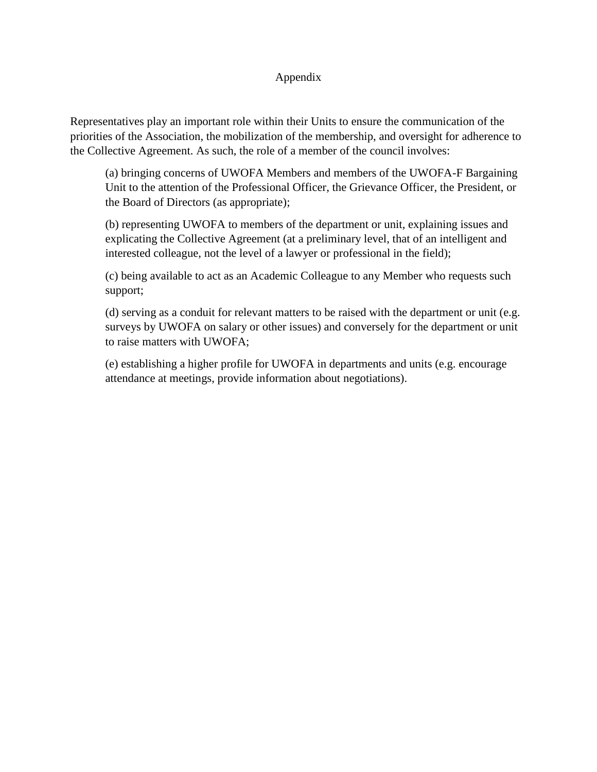## Appendix

Representatives play an important role within their Units to ensure the communication of the priorities of the Association, the mobilization of the membership, and oversight for adherence to the Collective Agreement. As such, the role of a member of the council involves:

(a) bringing concerns of UWOFA Members and members of the UWOFA-F Bargaining Unit to the attention of the Professional Officer, the Grievance Officer, the President, or the Board of Directors (as appropriate);

(b) representing UWOFA to members of the department or unit, explaining issues and explicating the Collective Agreement (at a preliminary level, that of an intelligent and interested colleague, not the level of a lawyer or professional in the field);

(c) being available to act as an Academic Colleague to any Member who requests such support;

(d) serving as a conduit for relevant matters to be raised with the department or unit (e.g. surveys by UWOFA on salary or other issues) and conversely for the department or unit to raise matters with UWOFA;

(e) establishing a higher profile for UWOFA in departments and units (e.g. encourage attendance at meetings, provide information about negotiations).